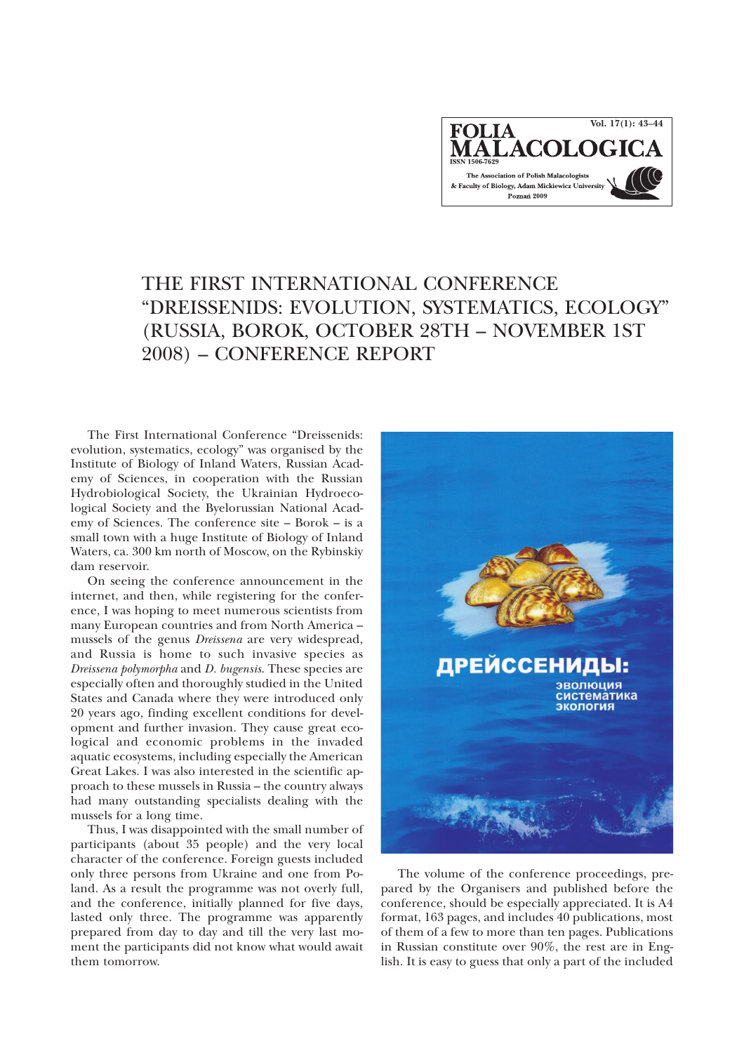# THE FIRST INTERNATIONAL CONFERENCE "DREISSENIDS: EVOLUTION, SYSTEMATICS, ECOLOGY" (RUSSIA, BOROK, OCTOBER 28TH – NOVEMBER 1ST 2008) – CONFERENCE REPORT

The First International Conference "Dreissenids: evolution, systematics, ecology" was organised by the Institute of Biology of Inland Waters, Russian Academy of Sciences, in cooperation with the Russian Hydrobiological Society, the Ukrainian Hydroecological Society and the Byelorussian National Academy of Sciences. The conference site – Borok – is a small town with a huge Institute of Biology of Inland Waters, ca. 300 km north of Moscow, on the Rybinskiy dam reservoir.

On seeing the conference announcement in the internet, and then, while registering for the conference, I was hoping to meet numerous scientists from many European countries and from North America – mussels of the genus *Dreissena* are very widespread, and Russia is home to such invasive species as *Dreissena polymorpha* and *D. bugensis*. These species are especially often and thoroughly studied in the United States and Canada where they were introduced only 20 years ago, finding excellent conditions for development and further invasion. They cause great ecological and economic problems in the invaded aquatic ecosystems, including especially the American Great Lakes. I was also interested in the scientific approach to these mussels in Russia – the country always had many outstanding specialists dealing with the mussels for a long time.

Thus, I was disappointed with the small number of participants (about 35 people) and the very local character of the conference. Foreign guests included only three persons from Ukraine and one from Poland. As a result the programme was not overly full, and the conference, initially planned for five days, lasted only three. The programme was apparently prepared from day to day and till the very last moment the participants did not know what would await them tomorrow.

The volume of the conference proceedings, prepared by the Organisers and published before the conference, should be especially appreciated. It is A4 format, 163 pages, and includes 40 publications, most of them of a few to more than ten pages. Publications in Russian constitute over 90%, the rest are in English. It is easy to guess that only a part of the included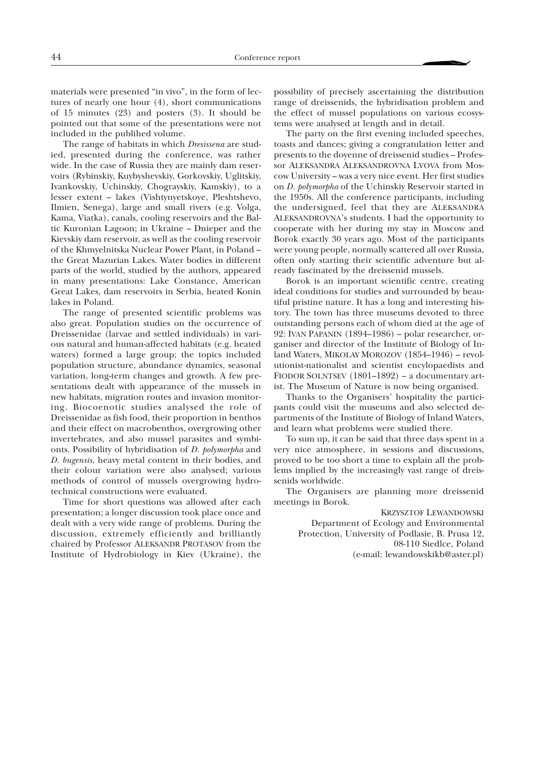materials were presented "in vivo", in the form of lectures of nearly one hour (4), short communications of 15 minutes (23) and posters (3). It should be pointed out that some of the presentations were not included in the publihed volume.

The range of habitats in which *Dresissena* are studied, presented during the conference, was rather wide. In the case of Russia they are mainly dam reservoirs (Rybinskiy, Kuybyshevskiy, Gorkovskiy, Uglitskiy, Ivankovskiy, Uchinskiy, Chograyskiy, Kamskiy), to a lesser extent – lakes (Vishtynyetskoye, Pleshtshevo, Ilmien, Senega), large and small rivers (e.g. Volga, Kama, Viatka), canals, cooling reservoirs and the Baltic Kuronian Lagoon; in Ukraine – Dnieper and the Kievskiy dam reservoir, as well as the cooling reservoir of the Khmyelnitska Nuclear Power Plant, in Poland – the Great Mazurian Lakes. Water bodies in different parts of the world, studied by the authors, appeared in many presentations: Lake Constance, American Great Lakes, dam reservoirs in Serbia, heated Konin lakes in Poland.

The range of presented scientific problems was also great. Population studies on the occurrence of Dreissenidae (larvae and settled individuals) in various natural and human-affected habitats (e.g. heated waters) formed a large group; the topics included population structure, abundance dynamics, seasonal variation, long-term changes and growth. A few presentations dealt with appearance of the mussels in new habitats, migration routes and invasion monitoring. Biocoenotic studies analysed the role of Dreissenidae as fish food, their proportion in benthos and their effect on macrobenthos, overgrowing other invertebrates, and also mussel parasites and symbionts. Possibility of hybridisation of *D. polymorpha* and *D. bugensis*, heavy metal content in their bodies, and their colour variation were also analysed; various methods of control of mussels overgrowing hydrotechnical constructions were evaluated.

Time for short questions was allowed after each presentation; a longer discussion took place once and dealt with a very wide range of problems. During the discussion, extremely efficiently and brilliantly chaired by Professor ALEKSANDR PROTASOV from the Institute of Hydrobiology in Kiev (Ukraine), the possibility of precisely ascertaining the distribution range of dreissenids, the hybridisation problem and the effect of mussel populations on various ecosystems were analysed at length and in detail.

The party on the first evening included speeches, toasts and dances; giving a congratulation letter and presents to the doyenne of dreissenid studies – Professor ALEKSANDRA ALEKSANDROVNA LVOVA from Moscow University – was a very nice event. Her first studies on *D. polymorpha* of the Uchinskiy Reservoir started in the 1950s. All the conference participants, including the undersigned, feel that they are ALEKSANDRA ALEKSANDROVNA's students. I had the opportunity to cooperate with her during my stay in Moscow and Borok exactly 30 years ago. Most of the participants were young people, normally scattered all over Russia, often only starting their scientific adventure but already fascinated by the dreissenid mussels.

Borok is an important scientific centre, creating ideal conditions for studies and surrounded by beautiful pristine nature. It has a long and interesting history. The town has three museums devoted to three outstanding persons each of whom died at the age of 92: IVAN PAPANIN (1894–1986) – polar researcher, organiser and director of the Institute of Biology of Inland Waters, MIKOLAY MOROZOV (1854–1946) – revolutionist-nationalist and scientist encylopaedists and FIODOR SOLNTSEV (1801–1892) – a documentary artist. The Museum of Nature is now being organised.

Thanks to the Organisers' hospitality the participants could visit the museums and also selected departments of the Institute of Biology of Inland Waters, and learn what problems were studied there.

To sum up, it can be said that three days spent in a very nice atmosphere, in sessions and discussions, proved to be too short a time to explain all the problems implied by the increasingly vast range of dreissenids worldwide.

The Organisers are planning more dreissenid meetings in Borok.

KRZYSZTOF LEWANDOWSKI
Department of Ecology and Environmental Protection, University of Podlasie, B. Prusa 12, 08-110 Siedlce, Poland
(e-mail: lewandowskikb@aster.pl)